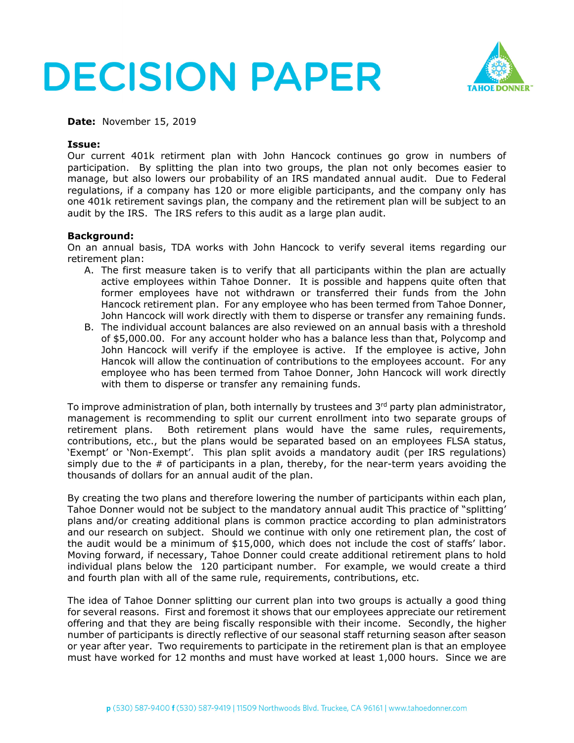# DECISION PAPER

**Date:** November 15, 2019

**Issue:**
Our current 401k retirement plan with John Hancock continues go grow in numbers of participation. By splitting the plan into two groups, the plan not only becomes easier to manage, but also lowers our probability of an IRS mandated annual audit. Due to Federal regulations, if a company has 120 or more eligible participants, and the company only has one 401k retirement savings plan, the company and the retirement plan will be subject to an audit by the IRS. The IRS refers to this audit as a large plan audit.

**Background:**
On an annual basis, TDA works with John Hancock to verify several items regarding our retirement plan:

A. The first measure taken is to verify that all participants within the plan are actually active employees within Tahoe Donner. It is possible and happens quite often that former employees have not withdrawn or transferred their funds from the John Hancock retirement plan. For any employee who has been termed from Tahoe Donner, John Hancock will work directly with them to disperse or transfer any remaining funds.
B. The individual account balances are also reviewed on an annual basis with a threshold of $5,000.00. For any account holder who has a balance less than that, Polycomp and John Hancock will verify if the employee is active. If the employee is active, John Hancok will allow the continuation of contributions to the employees account. For any employee who has been termed from Tahoe Donner, John Hancock will work directly with them to disperse or transfer any remaining funds.

To improve administration of plan, both internally by trustees and 3rd party plan administrator, management is recommending to split our current enrollment into two separate groups of retirement plans. Both retirement plans would have the same rules, requirements, contributions, etc., but the plans would be separated based on an employees FLSA status, 'Exempt' or 'Non-Exempt'. This plan split avoids a mandatory audit (per IRS regulations) simply due to the # of participants in a plan, thereby, for the near-term years avoiding the thousands of dollars for an annual audit of the plan.

By creating the two plans and therefore lowering the number of participants within each plan, Tahoe Donner would not be subject to the mandatory annual audit This practice of "splitting' plans and/or creating additional plans is common practice according to plan administrators and our research on subject. Should we continue with only one retirement plan, the cost of the audit would be a minimum of $15,000, which does not include the cost of staffs' labor. Moving forward, if necessary, Tahoe Donner could create additional retirement plans to hold individual plans below the 120 participant number. For example, we would create a third and fourth plan with all of the same rule, requirements, contributions, etc.

The idea of Tahoe Donner splitting our current plan into two groups is actually a good thing for several reasons. First and foremost it shows that our employees appreciate our retirement offering and that they are being fiscally responsible with their income. Secondly, the higher number of participants is directly reflective of our seasonal staff returning season after season or year after year. Two requirements to participate in the retirement plan is that an employee must have worked for 12 months and must have worked at least 1,000 hours. Since we are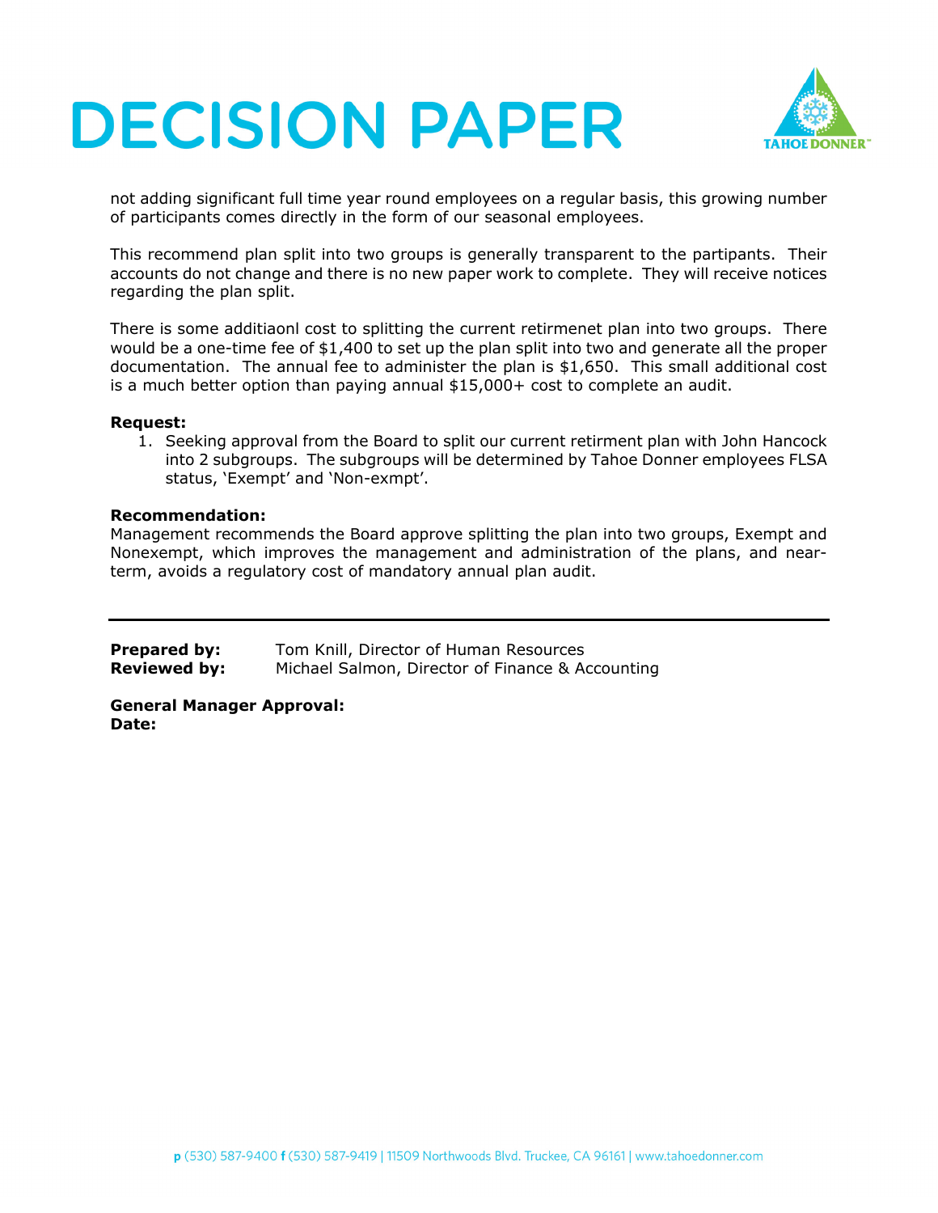# DECISION PAPER

not adding significant full time year round employees on a regular basis, this growing number of participants comes directly in the form of our seasonal employees.

This recommend plan split into two groups is generally transparent to the partipants. Their accounts do not change and there is no new paper work to complete. They will receive notices regarding the plan split.

There is some additiaonl cost to splitting the current retirmenet plan into two groups. There would be a one-time fee of $1,400 to set up the plan split into two and generate all the proper documentation. The annual fee to administer the plan is $1,650. This small additional cost is a much better option than paying annual $15,000+ cost to complete an audit.

**Request:**

1. Seeking approval from the Board to split our current retirment plan with John Hancock into 2 subgroups. The subgroups will be determined by Tahoe Donner employees FLSA status, 'Exempt' and 'Non-exmpt'.

**Recommendation:**

Management recommends the Board approve splitting the plan into two groups, Exempt and Nonexempt, which improves the management and administration of the plans, and near-term, avoids a regulatory cost of mandatory annual plan audit.

---

**Prepared by:** Tom Knill, Director of Human Resources
**Reviewed by:** Michael Salmon, Director of Finance & Accounting

**General Manager Approval:**
**Date:**